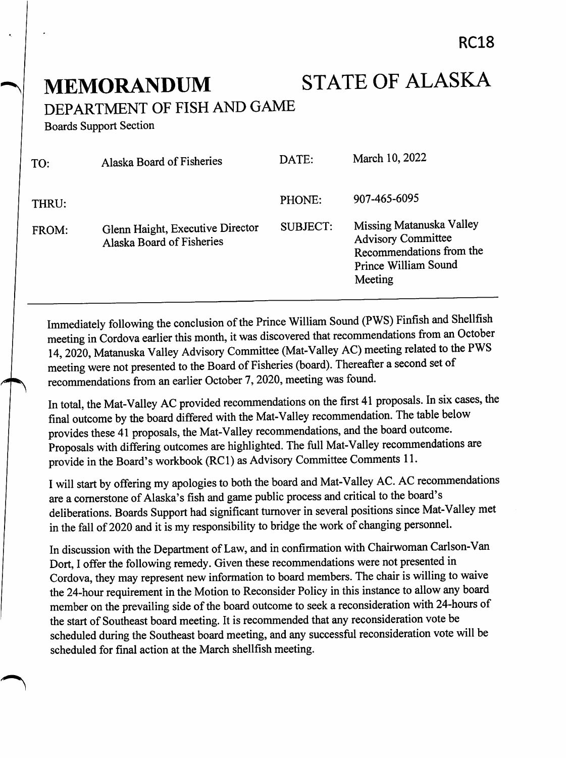RC18

# MEMORANDUM

# STATE OF ALASKA

## DEPARTMENT OF FISH AND GAME

Boards Support Section

| | | | |
|---|---|---|---|
| TO: | Alaska Board of Fisheries | DATE: | March 10, 2022 |
| THRU: | | PHONE: | 907-465-6095 |
| FROM: | Glenn Haight, Executive Director Alaska Board of Fisheries | SUBJECT: | Missing Matanuska Valley Advisory Committee Recommendations from the Prince William Sound Meeting |

Immediately following the conclusion of the Prince William Sound (PWS) Finfish and Shellfish meeting in Cordova earlier this month, it was discovered that recommendations from an October 14, 2020, Matanuska Valley Advisory Committee (Mat-Valley AC) meeting related to the PWS meeting were not presented to the Board of Fisheries (board). Thereafter a second set of recommendations from an earlier October 7, 2020, meeting was found.

In total, the Mat-Valley AC provided recommendations on the first 41 proposals. In six cases, the final outcome by the board differed with the Mat-Valley recommendation. The table below provides these 41 proposals, the Mat-Valley recommendations, and the board outcome. Proposals with differing outcomes are highlighted. The full Mat-Valley recommendations are provide in the Board's workbook (RC1) as Advisory Committee Comments 11.

I will start by offering my apologies to both the board and Mat-Valley AC. AC recommendations are a cornerstone of Alaska's fish and game public process and critical to the board's deliberations. Boards Support had significant turnover in several positions since Mat-Valley met in the fall of 2020 and it is my responsibility to bridge the work of changing personnel.

In discussion with the Department of Law, and in confirmation with Chairwoman Carlson-Van Dort, I offer the following remedy. Given these recommendations were not presented in Cordova, they may represent new information to board members. The chair is willing to waive the 24-hour requirement in the Motion to Reconsider Policy in this instance to allow any board member on the prevailing side of the board outcome to seek a reconsideration with 24-hours of the start of Southeast board meeting. It is recommended that any reconsideration vote be scheduled during the Southeast board meeting, and any successful reconsideration vote will be scheduled for final action at the March shellfish meeting.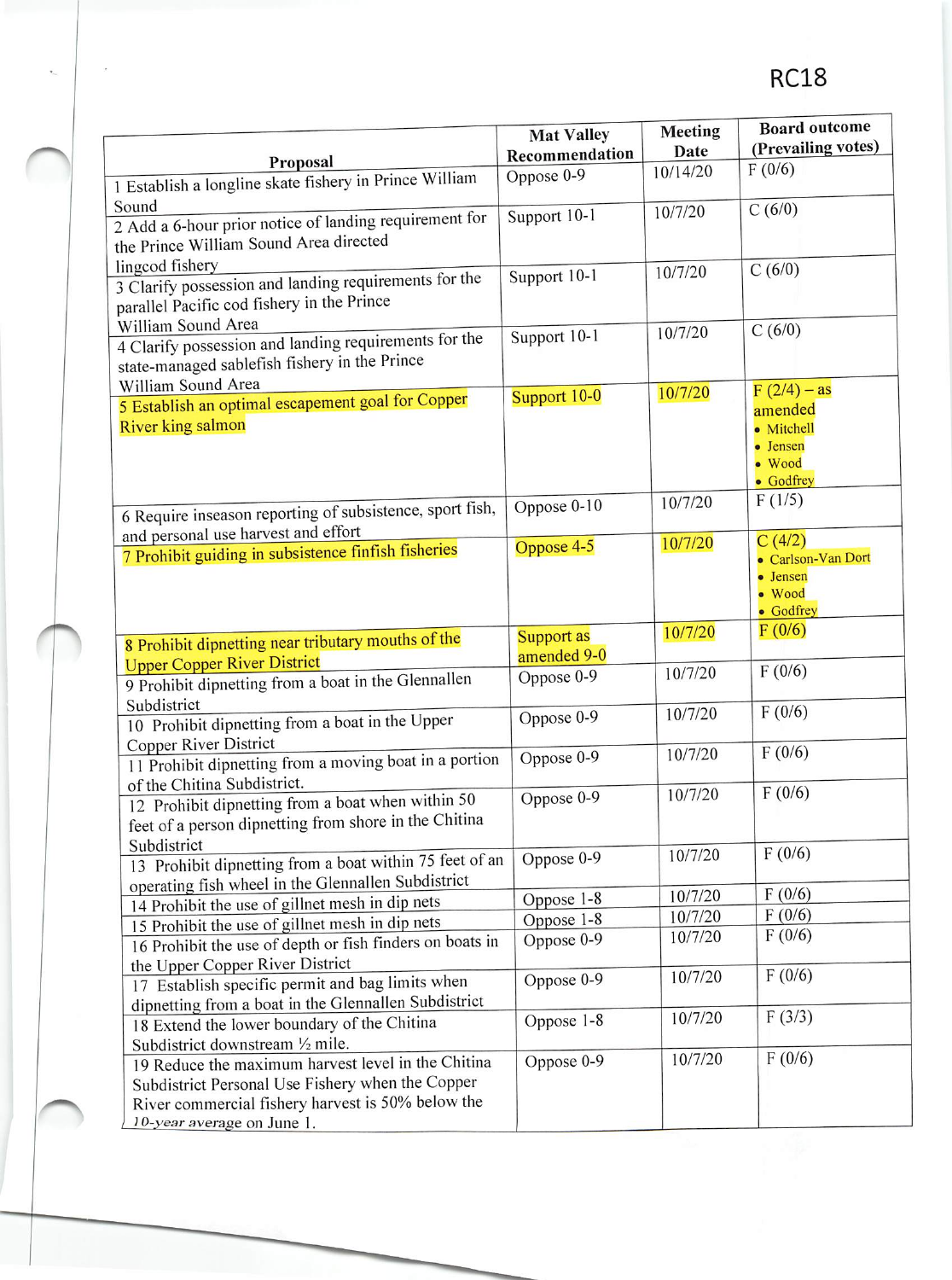RC18

| Proposal | Mat Valley Recommendation | Meeting Date | Board outcome (Prevailing votes) |
|---|---|---|---|
| 1 Establish a longline skate fishery in Prince William Sound | Oppose 0-9 | 10/14/20 | F (0/6) |
| 2 Add a 6-hour prior notice of landing requirement for the Prince William Sound Area directed lingcod fishery | Support 10-1 | 10/7/20 | C (6/0) |
| 3 Clarify possession and landing requirements for the parallel Pacific cod fishery in the Prince William Sound Area | Support 10-1 | 10/7/20 | C (6/0) |
| 4 Clarify possession and landing requirements for the state-managed sablefish fishery in the Prince William Sound Area | Support 10-1 | 10/7/20 | C (6/0) |
| 5 Establish an optimal escapement goal for Copper River king salmon | Support 10-0 | 10/7/20 | F (2/4) – as amended<br>• Mitchell<br>• Jensen<br>• Wood<br>• Godfrey |
| 6 Require inseason reporting of subsistence, sport fish, and personal use harvest and effort | Oppose 0-10 | 10/7/20 | F (1/5) |
| 7 Prohibit guiding in subsistence finfish fisheries | Oppose 4-5 | 10/7/20 | C (4/2)<br>• Carlson-Van Dort<br>• Jensen<br>• Wood<br>• Godfrey |
| 8 Prohibit dipnetting near tributary mouths of the Upper Copper River District | Support as amended 9-0 | 10/7/20 | F (0/6) |
| 9 Prohibit dipnetting from a boat in the Glennallen Subdistrict | Oppose 0-9 | 10/7/20 | F (0/6) |
| 10 Prohibit dipnetting from a boat in the Upper Copper River District | Oppose 0-9 | 10/7/20 | F (0/6) |
| 11 Prohibit dipnetting from a moving boat in a portion of the Chitina Subdistrict. | Oppose 0-9 | 10/7/20 | F (0/6) |
| 12 Prohibit dipnetting from a boat when within 50 feet of a person dipnetting from shore in the Chitina Subdistrict | Oppose 0-9 | 10/7/20 | F (0/6) |
| 13 Prohibit dipnetting from a boat within 75 feet of an operating fish wheel in the Glennallen Subdistrict | Oppose 0-9 | 10/7/20 | F (0/6) |
| 14 Prohibit the use of gillnet mesh in dip nets | Oppose 1-8 | 10/7/20 | F (0/6) |
| 15 Prohibit the use of gillnet mesh in dip nets | Oppose 1-8 | 10/7/20 | F (0/6) |
| 16 Prohibit the use of depth or fish finders on boats in the Upper Copper River District | Oppose 0-9 | 10/7/20 | F (0/6) |
| 17 Establish specific permit and bag limits when dipnetting from a boat in the Glennallen Subdistrict | Oppose 0-9 | 10/7/20 | F (0/6) |
| 18 Extend the lower boundary of the Chitina Subdistrict downstream ½ mile. | Oppose 1-8 | 10/7/20 | F (3/3) |
| 19 Reduce the maximum harvest level in the Chitina Subdistrict Personal Use Fishery when the Copper River commercial fishery harvest is 50% below the 10-year average on June 1. | Oppose 0-9 | 10/7/20 | F (0/6) |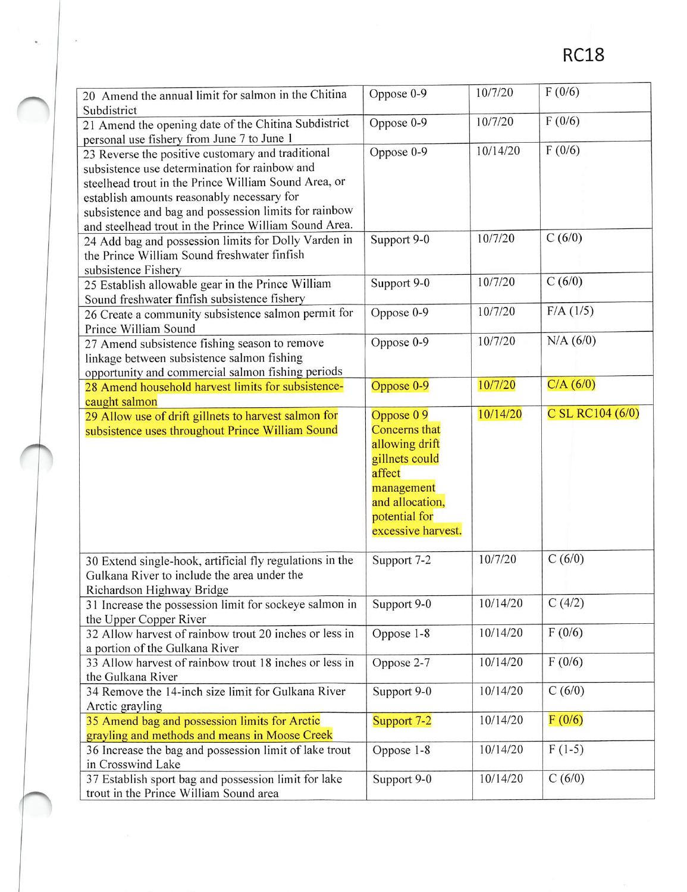RC18

| | | | |
|---|---|---|---|
| 20 Amend the annual limit for salmon in the Chitina Subdistrict | Oppose 0-9 | 10/7/20 | F (0/6) |
| 21 Amend the opening date of the Chitina Subdistrict personal use fishery from June 7 to June 1 | Oppose 0-9 | 10/7/20 | F (0/6) |
| 23 Reverse the positive customary and traditional subsistence use determination for rainbow and steelhead trout in the Prince William Sound Area, or establish amounts reasonably necessary for subsistence and bag and possession limits for rainbow and steelhead trout in the Prince William Sound Area. | Oppose 0-9 | 10/14/20 | F (0/6) |
| 24 Add bag and possession limits for Dolly Varden in the Prince William Sound freshwater finfish subsistence Fishery | Support 9-0 | 10/7/20 | C (6/0) |
| 25 Establish allowable gear in the Prince William Sound freshwater finfish subsistence fishery | Support 9-0 | 10/7/20 | C (6/0) |
| 26 Create a community subsistence salmon permit for Prince William Sound | Oppose 0-9 | 10/7/20 | F/A (1/5) |
| 27 Amend subsistence fishing season to remove linkage between subsistence salmon fishing opportunity and commercial salmon fishing periods | Oppose 0-9 | 10/7/20 | N/A (6/0) |
| 28 Amend household harvest limits for subsistence-caught salmon | Oppose 0-9 | 10/7/20 | C/A (6/0) |
| 29 Allow use of drift gillnets to harvest salmon for subsistence uses throughout Prince William Sound | Oppose 0 9 Concerns that allowing drift gillnets could affect management and allocation, potential for excessive harvest. | 10/14/20 | C SL RC104 (6/0) |
| 30 Extend single-hook, artificial fly regulations in the Gulkana River to include the area under the Richardson Highway Bridge | Support 7-2 | 10/7/20 | C (6/0) |
| 31 Increase the possession limit for sockeye salmon in the Upper Copper River | Support 9-0 | 10/14/20 | C (4/2) |
| 32 Allow harvest of rainbow trout 20 inches or less in a portion of the Gulkana River | Oppose 1-8 | 10/14/20 | F (0/6) |
| 33 Allow harvest of rainbow trout 18 inches or less in the Gulkana River | Oppose 2-7 | 10/14/20 | F (0/6) |
| 34 Remove the 14-inch size limit for Gulkana River Arctic grayling | Support 9-0 | 10/14/20 | C (6/0) |
| 35 Amend bag and possession limits for Arctic grayling and methods and means in Moose Creek | Support 7-2 | 10/14/20 | F (0/6) |
| 36 Increase the bag and possession limit of lake trout in Crosswind Lake | Oppose 1-8 | 10/14/20 | F (1-5) |
| 37 Establish sport bag and possession limit for lake trout in the Prince William Sound area | Support 9-0 | 10/14/20 | C (6/0) |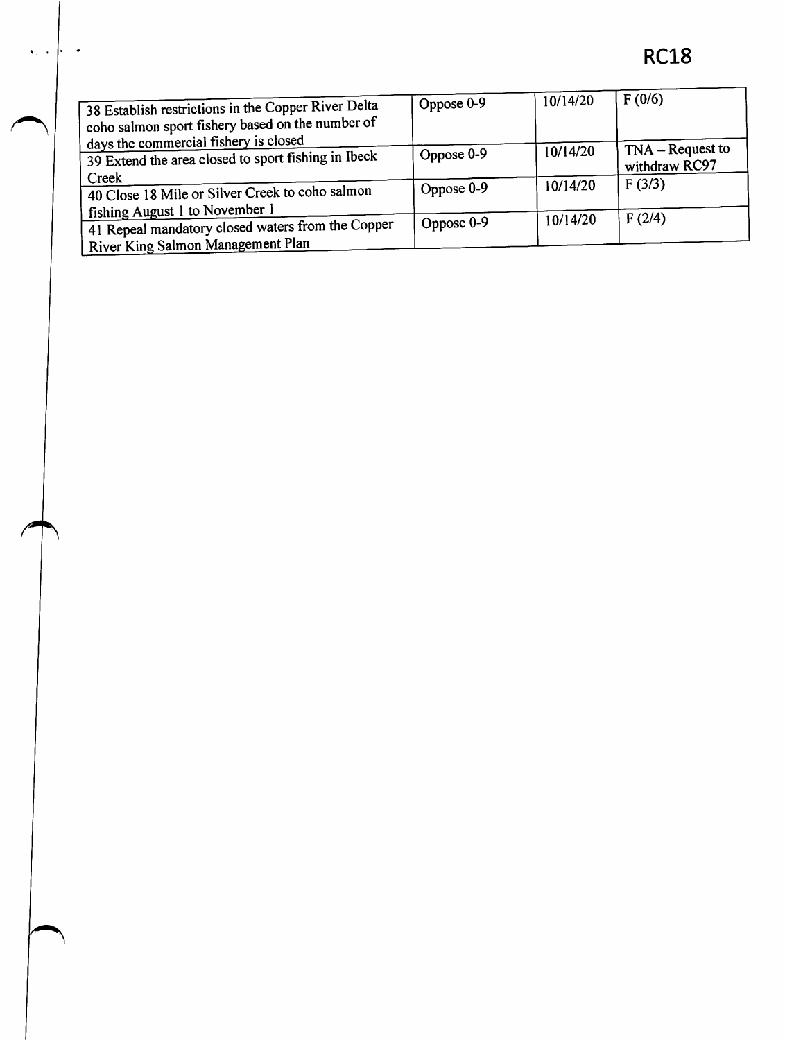RC18

| | | | |
|---|---|---|---|
| 38 Establish restrictions in the Copper River Delta coho salmon sport fishery based on the number of days the commercial fishery is closed | Oppose 0-9 | 10/14/20 | F (0/6) |
| 39 Extend the area closed to sport fishing in Ibeck Creek | Oppose 0-9 | 10/14/20 | TNA – Request to withdraw RC97 |
| 40 Close 18 Mile or Silver Creek to coho salmon fishing August 1 to November 1 | Oppose 0-9 | 10/14/20 | F (3/3) |
| 41 Repeal mandatory closed waters from the Copper River King Salmon Management Plan | Oppose 0-9 | 10/14/20 | F (2/4) |